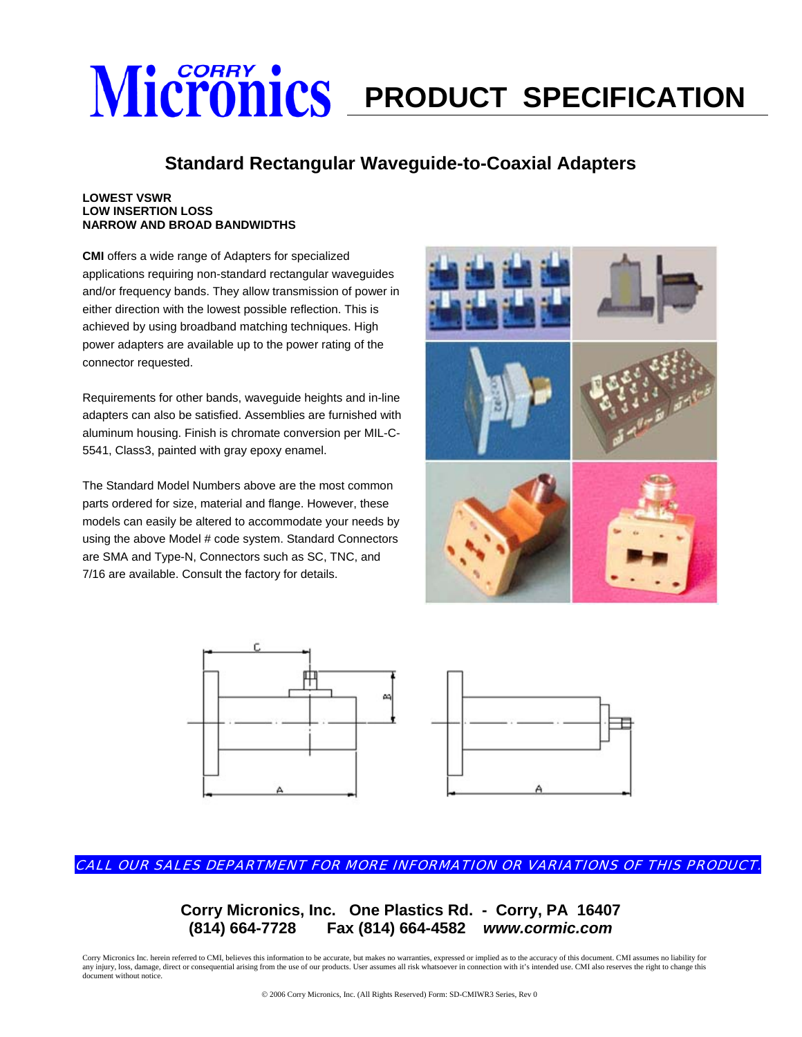# PRODUCT SPECIFICATION

## Standard Rectangular Waveguide-to-Coaxial Adapters

**LOWEST VSWR**
**LOW INSERTION LOSS**
**NARROW AND BROAD BANDWIDTHS**

**CMI** offers a wide range of Adapters for specialized applications requiring non-standard rectangular waveguides and/or frequency bands. They allow transmission of power in either direction with the lowest possible reflection. This is achieved by using broadband matching techniques. High power adapters are available up to the power rating of the connector requested.

Requirements for other bands, waveguide heights and in-line adapters can also be satisfied. Assemblies are furnished with aluminum housing. Finish is chromate conversion per MIL-C-5541, Class3, painted with gray epoxy enamel.

The Standard Model Numbers above are the most common parts ordered for size, material and flange. However, these models can easily be altered to accommodate your needs by using the above Model # code system. Standard Connectors are SMA and Type-N, Connectors such as SC, TNC, and 7/16 are available. Consult the factory for details.

C
B
A
A

*CALL OUR SALES DEPARTMENT FOR MORE INFORMATION OR VARIATIONS OF THIS PRODUCT.*

**Corry Micronics, Inc. One Plastics Rd. - Corry, PA 16407**
**(814) 664-7728 Fax (814) 664-4582 *www.cormic.com***

Corry Micronics Inc. herein referred to CMI, believes this information to be accurate, but makes no warranties, expressed or implied as to the accuracy of this document. CMI assumes no liability for any injury, loss, damage, direct or consequential arising from the use of our products. User assumes all risk whatsoever in connection with it's intended use. CMI also reserves the right to change this document without notice.

© 2006 Corry Micronics, Inc. (All Rights Reserved) Form: SD-CMIWR3 Series, Rev 0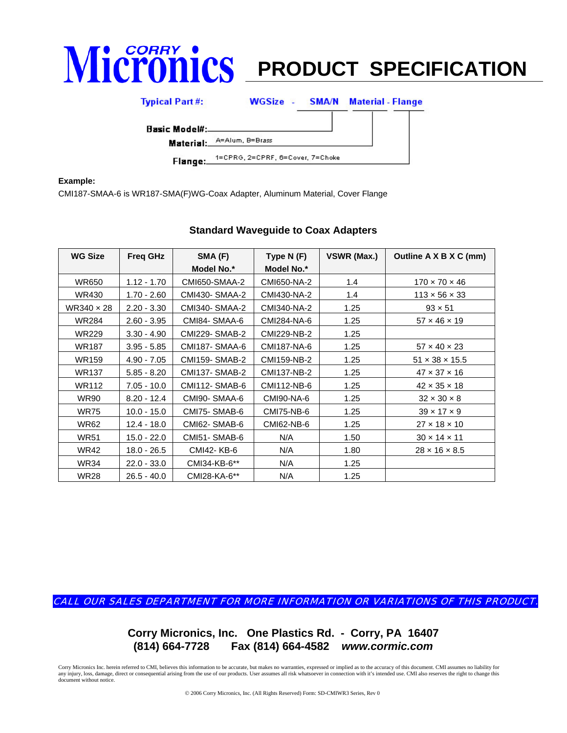# Micronics CORRY PRODUCT SPECIFICATION

Typical Part #: WGSize - SMA/N Material - Flange

Basic Model#:

Material: A=Alum, B=Brass

Flange: 1=CPRG, 2=CPRF, 6=Cover, 7=Choke

**Example:**

CMI187-SMAA-6 is WR187-SMA(F)WG-Coax Adapter, Aluminum Material, Cover Flange

### Standard Waveguide to Coax Adapters

| WG Size | Freq GHz | SMA (F) Model No.* | Type N (F) Model No.* | VSWR (Max.) | Outline A X B X C (mm) |
|---|---|---|---|---|---|
| WR650 | 1.12 - 1.70 | CMI650-SMAA-2 | CMI650-NA-2 | 1.4 | 170 × 70 × 46 |
| WR430 | 1.70 - 2.60 | CMI430- SMAA-2 | CMI430-NA-2 | 1.4 | 113 × 56 × 33 |
| WR340 × 28 | 2.20 - 3.30 | CMI340- SMAA-2 | CMI340-NA-2 | 1.25 | 93 × 51 |
| WR284 | 2.60 - 3.95 | CMI84- SMAA-6 | CMI284-NA-6 | 1.25 | 57 × 46 × 19 |
| WR229 | 3.30 - 4.90 | CMI229- SMAB-2 | CMI229-NB-2 | 1.25 | |
| WR187 | 3.95 - 5.85 | CMI187- SMAA-6 | CMI187-NA-6 | 1.25 | 57 × 40 × 23 |
| WR159 | 4.90 - 7.05 | CMI159- SMAB-2 | CMI159-NB-2 | 1.25 | 51 × 38 × 15.5 |
| WR137 | 5.85 - 8.20 | CMI137- SMAB-2 | CMI137-NB-2 | 1.25 | 47 × 37 × 16 |
| WR112 | 7.05 - 10.0 | CMI112- SMAB-6 | CMI112-NB-6 | 1.25 | 42 × 35 × 18 |
| WR90 | 8.20 - 12.4 | CMI90- SMAA-6 | CMI90-NA-6 | 1.25 | 32 × 30 × 8 |
| WR75 | 10.0 - 15.0 | CMI75- SMAB-6 | CMI75-NB-6 | 1.25 | 39 × 17 × 9 |
| WR62 | 12.4 - 18.0 | CMI62- SMAB-6 | CMI62-NB-6 | 1.25 | 27 × 18 × 10 |
| WR51 | 15.0 - 22.0 | CMI51- SMAB-6 | N/A | 1.50 | 30 × 14 × 11 |
| WR42 | 18.0 - 26.5 | CMI42- KB-6 | N/A | 1.80 | 28 × 16 × 8.5 |
| WR34 | 22.0 - 33.0 | CMI34-KB-6** | N/A | 1.25 | |
| WR28 | 26.5 - 40.0 | CMI28-KA-6** | N/A | 1.25 | |

*CALL OUR SALES DEPARTMENT FOR MORE INFORMATION OR VARIATIONS OF THIS PRODUCT.*

**Corry Micronics, Inc. One Plastics Rd. - Corry, PA 16407**
**(814) 664-7728 Fax (814) 664-4582 *www.cormic.com***

Corry Micronics Inc. herein referred to CMI, believes this information to be accurate, but makes no warranties, expressed or implied as to the accuracy of this document. CMI assumes no liability for any injury, loss, damage, direct or consequential arising from the use of our products. User assumes all risk whatsoever in connection with it's intended use. CMI also reserves the right to change this document without notice.

© 2006 Corry Micronics, Inc. (All Rights Reserved) Form: SD-CMIWR3 Series, Rev 0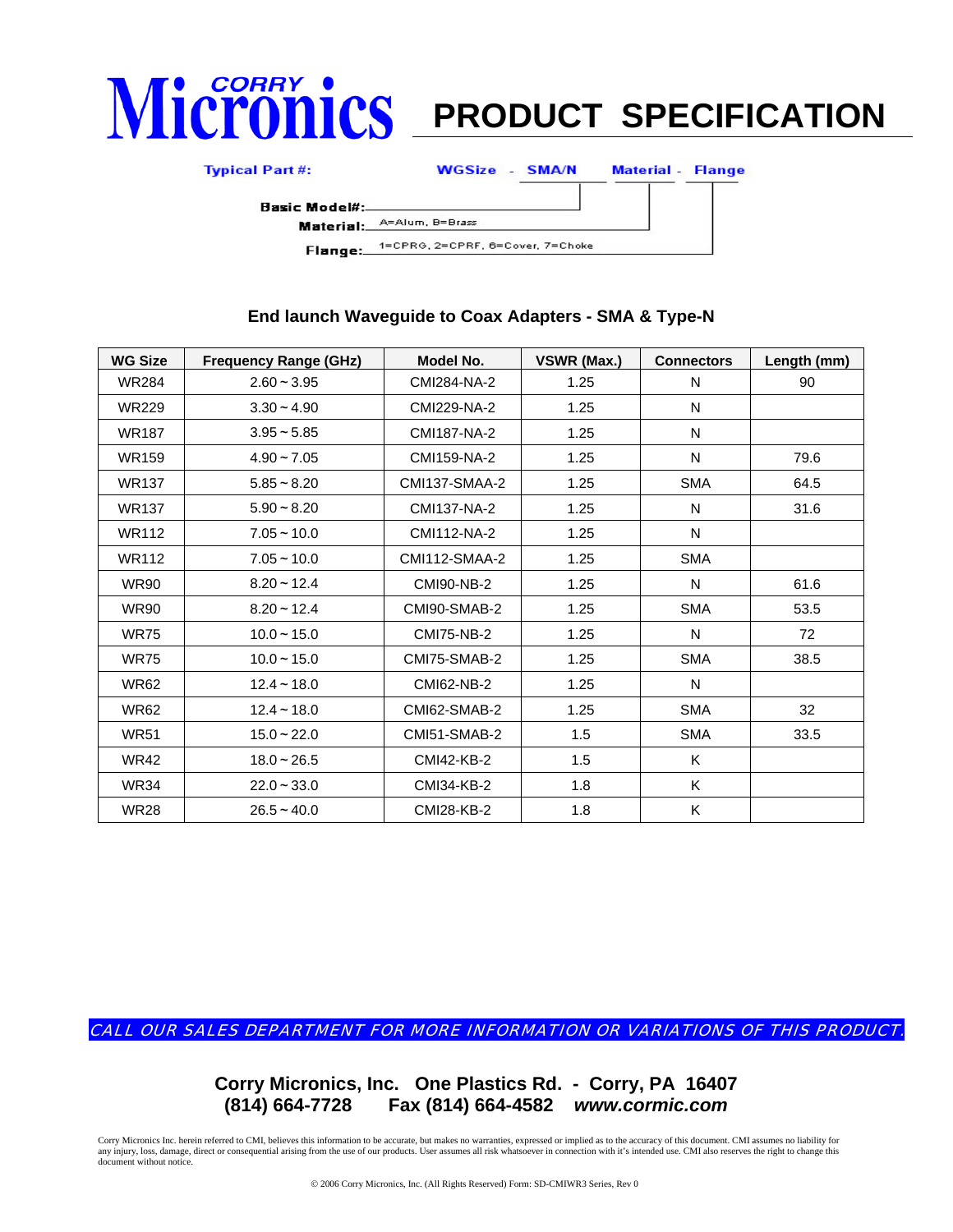# Micronics CORRY PRODUCT SPECIFICATION

**Typical Part #:** WGSize - SMA/N Material - Flange

**Basic Model#:**
**Material:** A=Alum, B=Brass
**Flange:** 1=CPRG, 2=CPRF, 6=Cover, 7=Choke

### End launch Waveguide to Coax Adapters - SMA & Type-N

| WG Size | Frequency Range (GHz) | Model No. | VSWR (Max.) | Connectors | Length (mm) |
|---|---|---|---|---|---|
| WR284 | 2.60 ~ 3.95 | CMI284-NA-2 | 1.25 | N | 90 |
| WR229 | 3.30 ~ 4.90 | CMI229-NA-2 | 1.25 | N | |
| WR187 | 3.95 ~ 5.85 | CMI187-NA-2 | 1.25 | N | |
| WR159 | 4.90 ~ 7.05 | CMI159-NA-2 | 1.25 | N | 79.6 |
| WR137 | 5.85 ~ 8.20 | CMI137-SMAA-2 | 1.25 | SMA | 64.5 |
| WR137 | 5.90 ~ 8.20 | CMI137-NA-2 | 1.25 | N | 31.6 |
| WR112 | 7.05 ~ 10.0 | CMI112-NA-2 | 1.25 | N | |
| WR112 | 7.05 ~ 10.0 | CMI112-SMAA-2 | 1.25 | SMA | |
| WR90 | 8.20 ~ 12.4 | CMI90-NB-2 | 1.25 | N | 61.6 |
| WR90 | 8.20 ~ 12.4 | CMI90-SMAB-2 | 1.25 | SMA | 53.5 |
| WR75 | 10.0 ~ 15.0 | CMI75-NB-2 | 1.25 | N | 72 |
| WR75 | 10.0 ~ 15.0 | CMI75-SMAB-2 | 1.25 | SMA | 38.5 |
| WR62 | 12.4 ~ 18.0 | CMI62-NB-2 | 1.25 | N | |
| WR62 | 12.4 ~ 18.0 | CMI62-SMAB-2 | 1.25 | SMA | 32 |
| WR51 | 15.0 ~ 22.0 | CMI51-SMAB-2 | 1.5 | SMA | 33.5 |
| WR42 | 18.0 ~ 26.5 | CMI42-KB-2 | 1.5 | K | |
| WR34 | 22.0 ~ 33.0 | CMI34-KB-2 | 1.8 | K | |
| WR28 | 26.5 ~ 40.0 | CMI28-KB-2 | 1.8 | K | |

*CALL OUR SALES DEPARTMENT FOR MORE INFORMATION OR VARIATIONS OF THIS PRODUCT.*

**Corry Micronics, Inc. One Plastics Rd. - Corry, PA 16407**
**(814) 664-7728 Fax (814) 664-4582 *www.cormic.com***

Corry Micronics Inc. herein referred to CMI, believes this information to be accurate, but makes no warranties, expressed or implied as to the accuracy of this document. CMI assumes no liability for any injury, loss, damage, direct or consequential arising from the use of our products. User assumes all risk whatsoever in connection with it's intended use. CMI also reserves the right to change this document without notice.

© 2006 Corry Micronics, Inc. (All Rights Reserved) Form: SD-CMIWR3 Series, Rev 0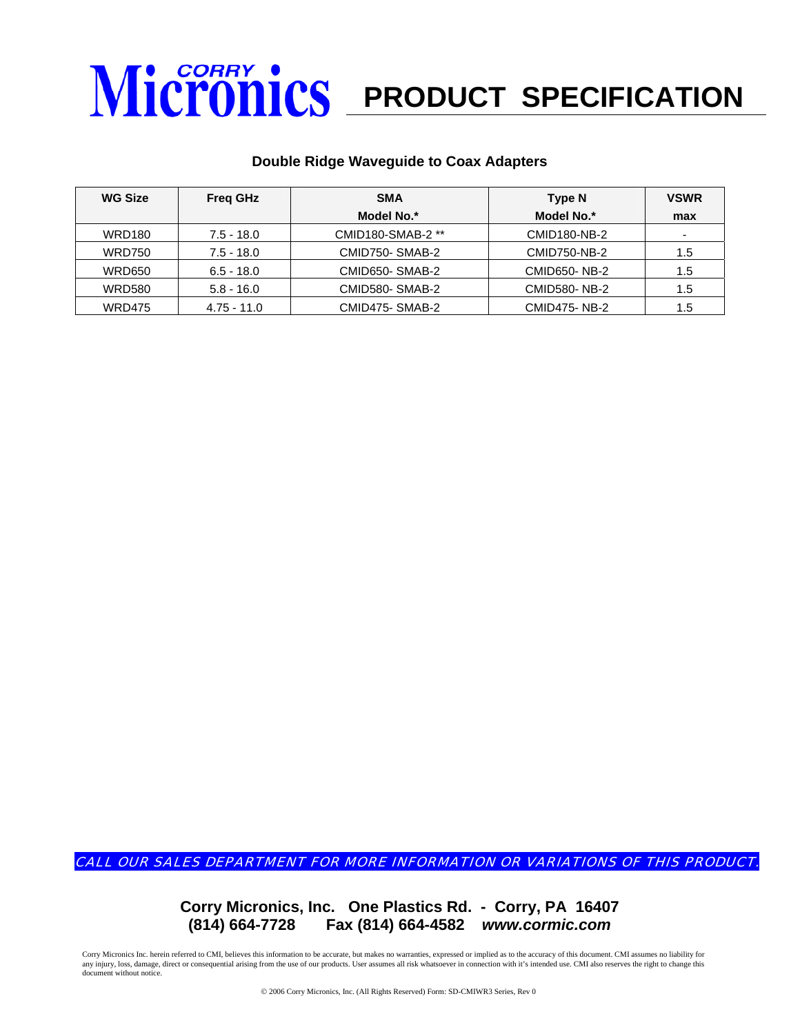# Corry Micronics PRODUCT SPECIFICATION

### Double Ridge Waveguide to Coax Adapters

| WG Size | Freq GHz | SMA Model No.* | Type N Model No.* | VSWR max |
|---|---|---|---|---|
| WRD180 | 7.5 - 18.0 | CMID180-SMAB-2 ** | CMID180-NB-2 | - |
| WRD750 | 7.5 - 18.0 | CMID750- SMAB-2 | CMID750-NB-2 | 1.5 |
| WRD650 | 6.5 - 18.0 | CMID650- SMAB-2 | CMID650- NB-2 | 1.5 |
| WRD580 | 5.8 - 16.0 | CMID580- SMAB-2 | CMID580- NB-2 | 1.5 |
| WRD475 | 4.75 - 11.0 | CMID475- SMAB-2 | CMID475- NB-2 | 1.5 |

*CALL OUR SALES DEPARTMENT FOR MORE INFORMATION OR VARIATIONS OF THIS PRODUCT.*

**Corry Micronics, Inc. One Plastics Rd. - Corry, PA 16407**
**(814) 664-7728 Fax (814) 664-4582 *www.cormic.com***

Corry Micronics Inc. herein referred to CMI, believes this information to be accurate, but makes no warranties, expressed or implied as to the accuracy of this document. CMI assumes no liability for any injury, loss, damage, direct or consequential arising from the use of our products. User assumes all risk whatsoever in connection with it's intended use. CMI also reserves the right to change this document without notice.

© 2006 Corry Micronics, Inc. (All Rights Reserved) Form: SD-CMIWR3 Series, Rev 0